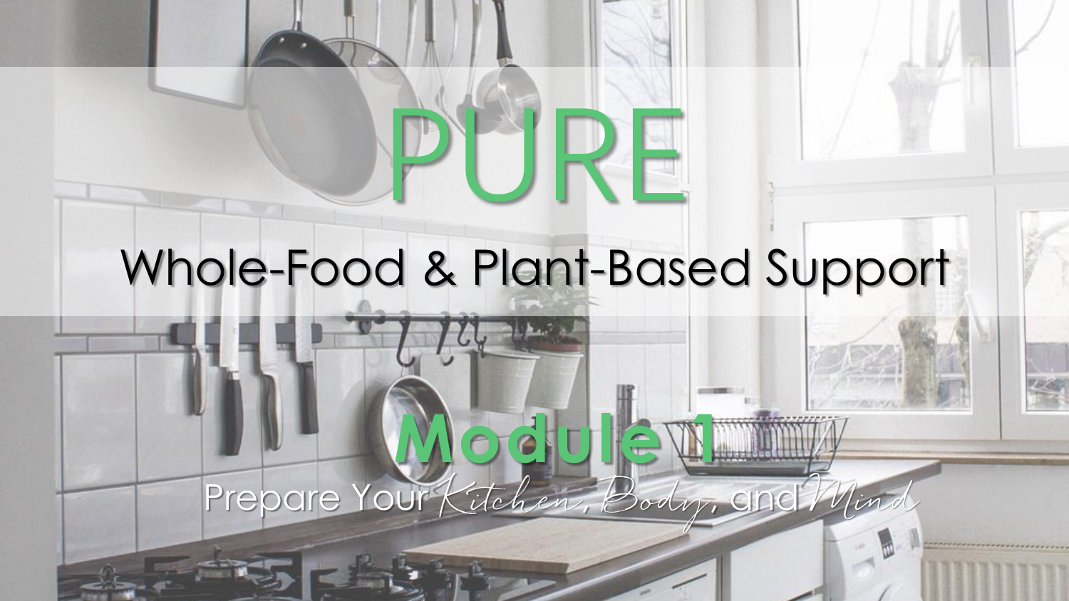# PURE

## Whole-Food & Plant-Based Support

## Module 1

Prepare Your *Kitchen, Body,* and *Mind*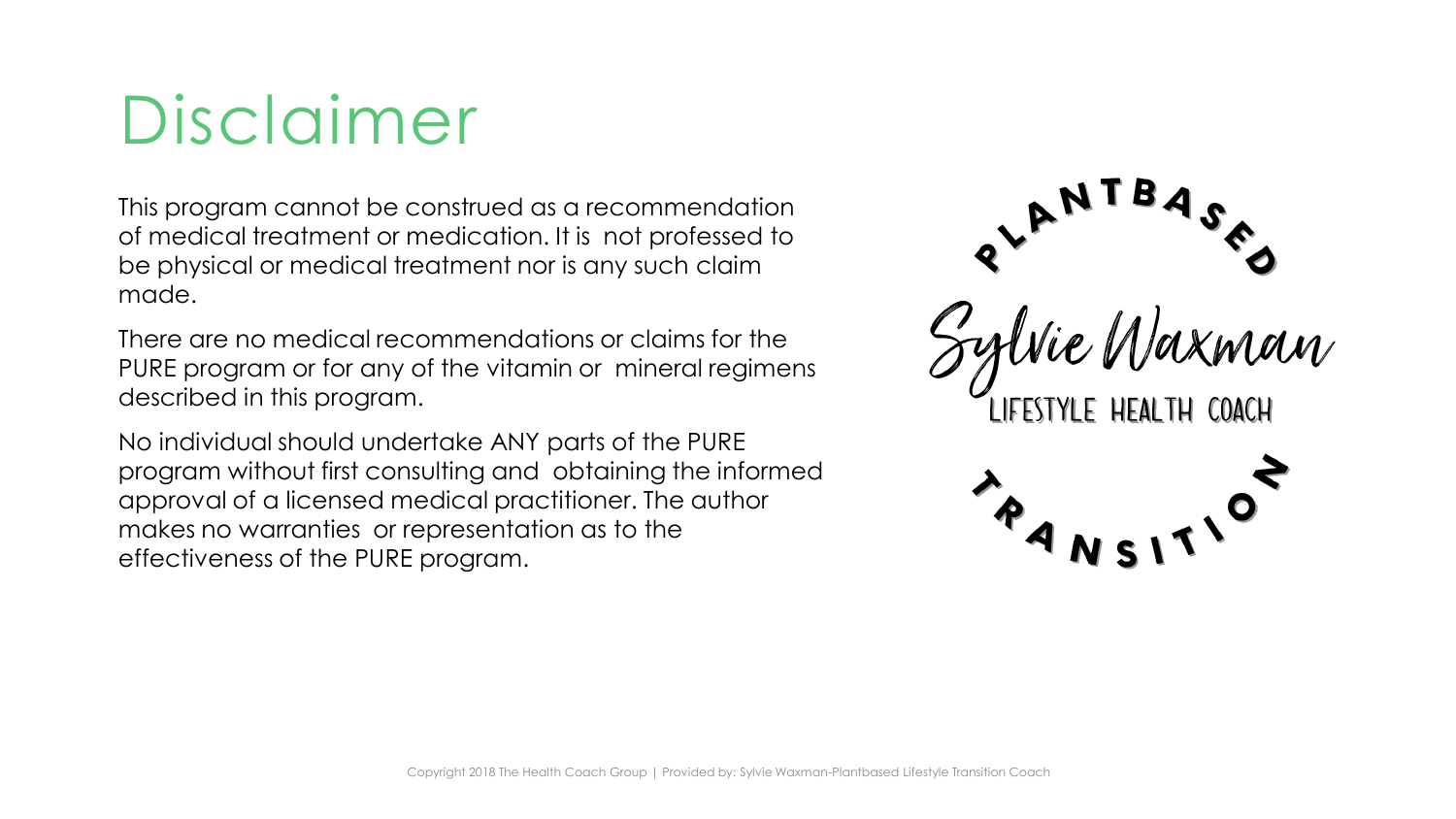# Disclaimer

This program cannot be construed as a recommendation of medical treatment or medication. It is not professed to be physical or medical treatment nor is any such claim made.

There are no medical recommendations or claims for the PURE program or for any of the vitamin or mineral regimens described in this program.

No individual should undertake ANY parts of the PURE program without first consulting and obtaining the informed approval of a licensed medical practitioner. The author makes no warranties or representation as to the effectiveness of the PURE program.

PLANTBASED

Sylvie Waxman

LIFESTYLE HEALTH COACH

TRANSITION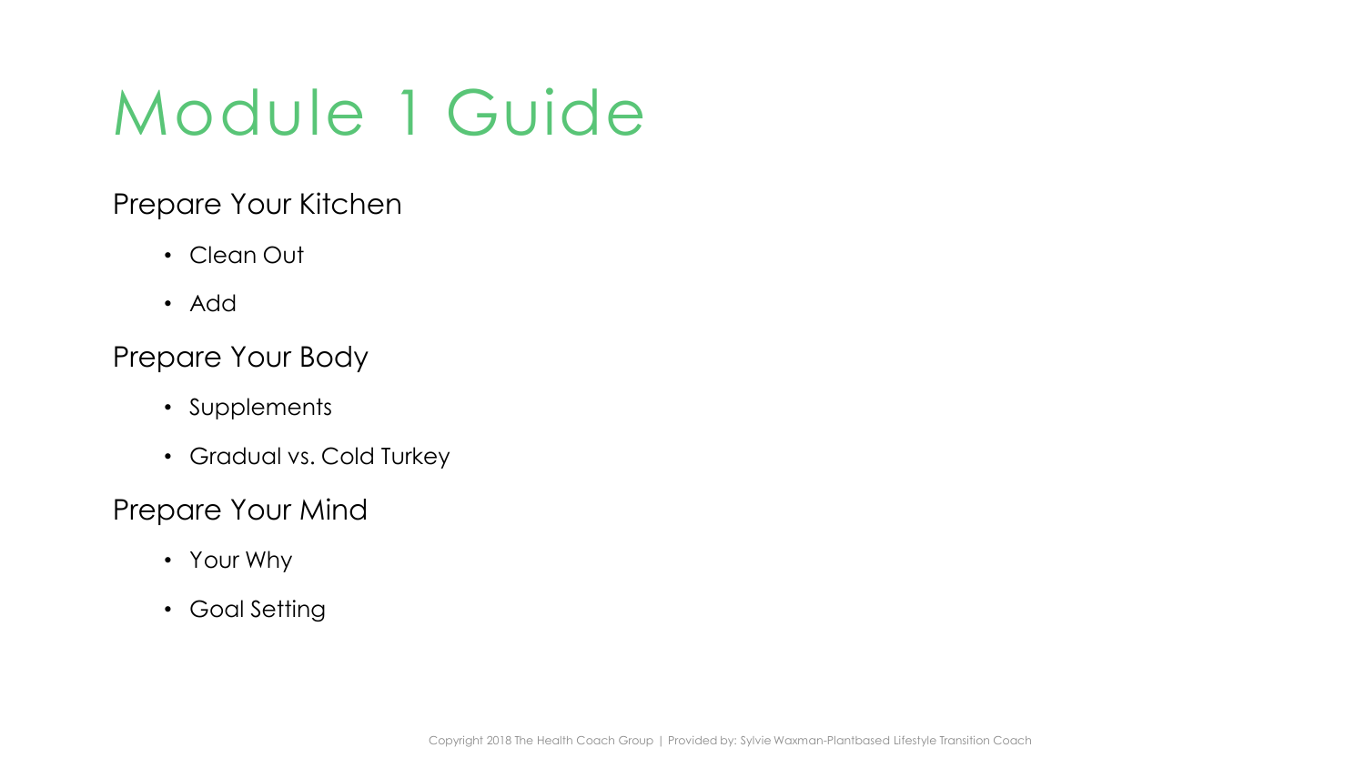# Module 1 Guide

## Prepare Your Kitchen

- Clean Out
- Add

## Prepare Your Body

- Supplements
- Gradual vs. Cold Turkey

## Prepare Your Mind

- Your Why
- Goal Setting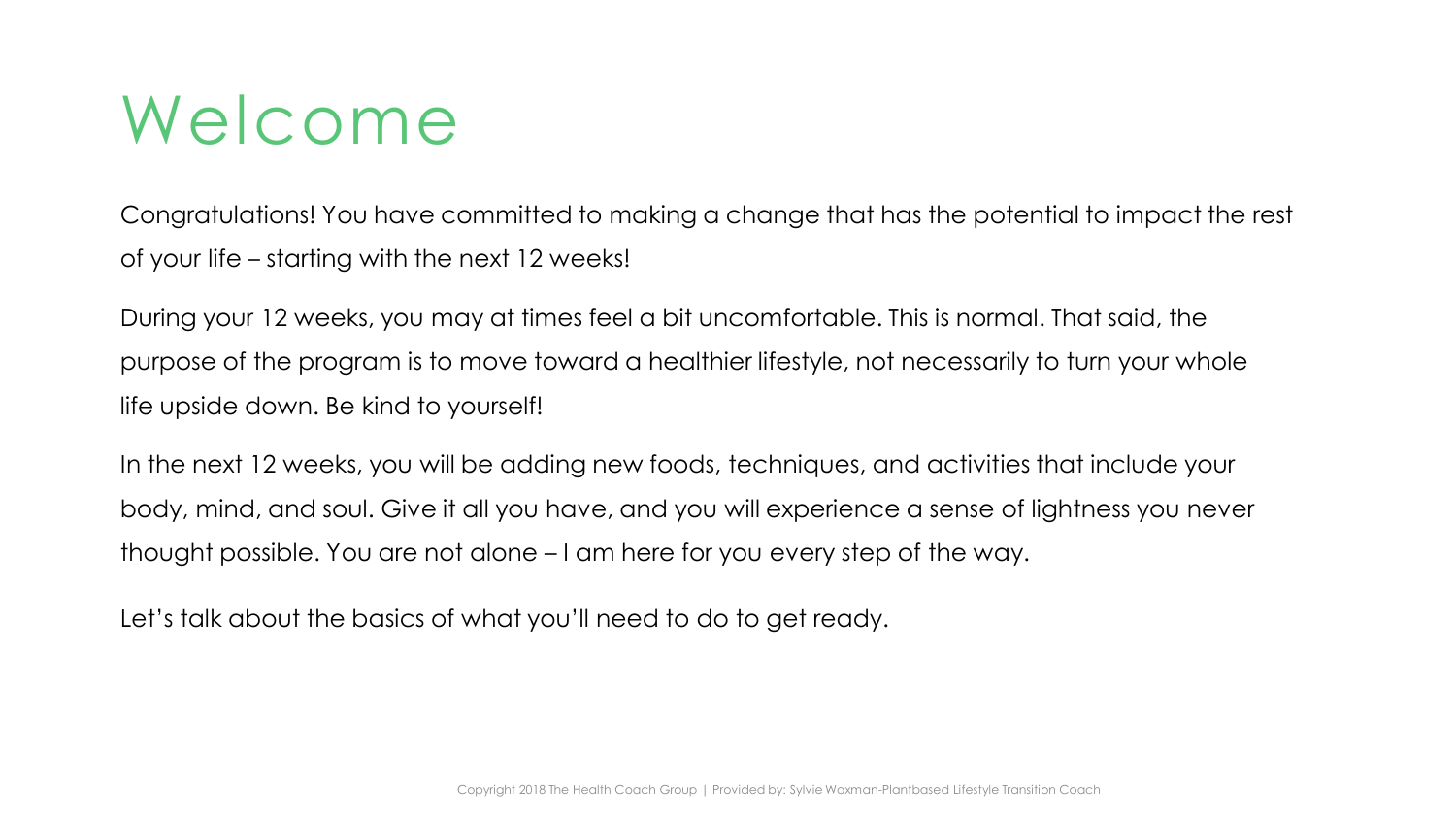# Welcome

Congratulations! You have committed to making a change that has the potential to impact the rest of your life – starting with the next 12 weeks!

During your 12 weeks, you may at times feel a bit uncomfortable. This is normal. That said, the purpose of the program is to move toward a healthier lifestyle, not necessarily to turn your whole life upside down. Be kind to yourself!

In the next 12 weeks, you will be adding new foods, techniques, and activities that include your body, mind, and soul. Give it all you have, and you will experience a sense of lightness you never thought possible. You are not alone – I am here for you every step of the way.

Let's talk about the basics of what you'll need to do to get ready.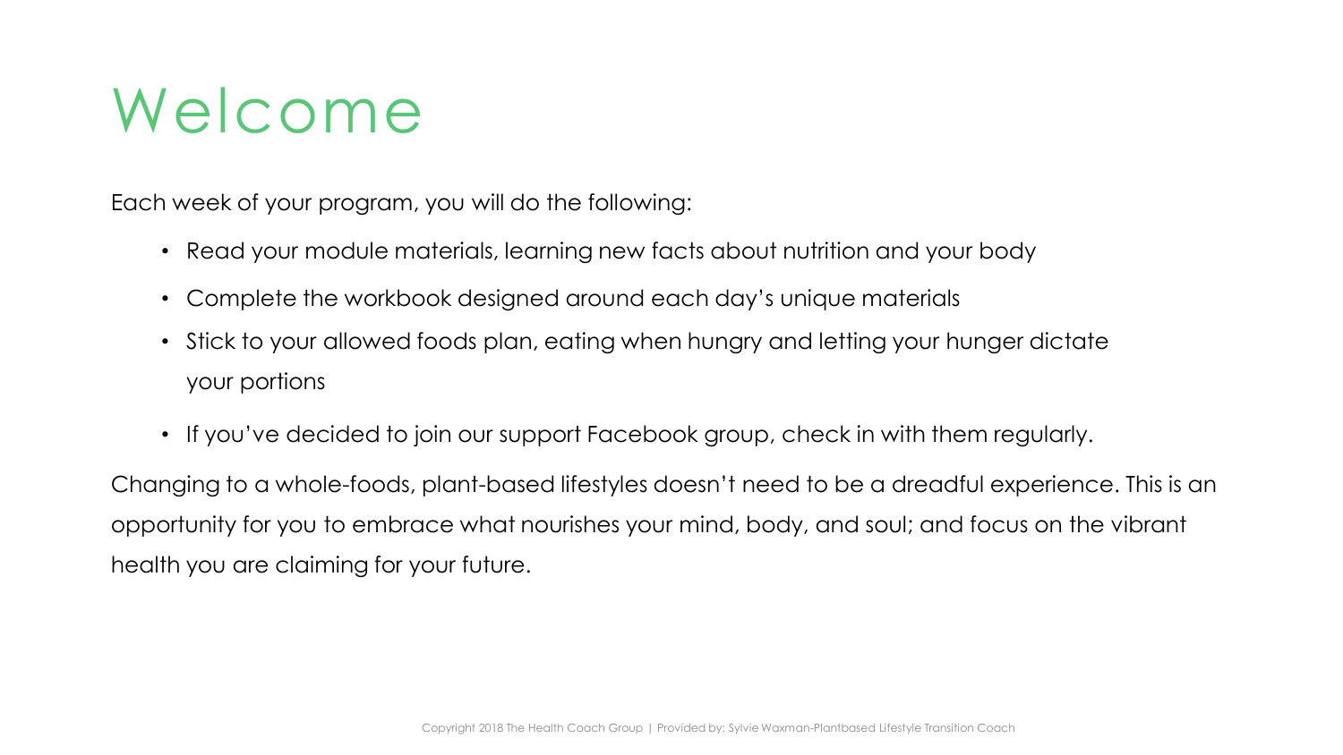# Welcome

Each week of your program, you will do the following:

- Read your module materials, learning new facts about nutrition and your body
- Complete the workbook designed around each day's unique materials
- Stick to your allowed foods plan, eating when hungry and letting your hunger dictate your portions
- If you've decided to join our support Facebook group, check in with them regularly.

Changing to a whole-foods, plant-based lifestyles doesn't need to be a dreadful experience. This is an opportunity for you to embrace what nourishes your mind, body, and soul; and focus on the vibrant health you are claiming for your future.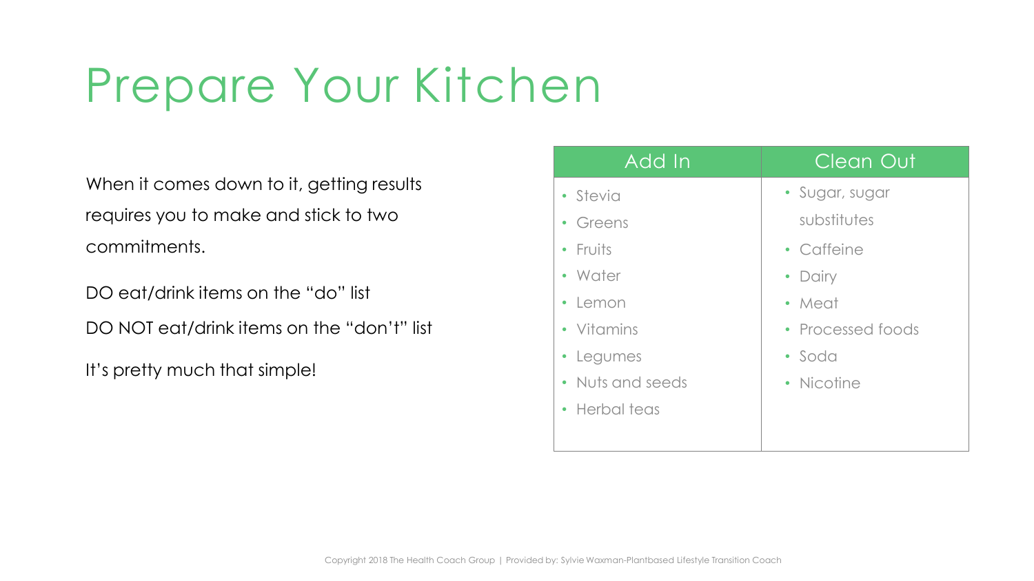# Prepare Your Kitchen

When it comes down to it, getting results requires you to make and stick to two commitments.

DO eat/drink items on the "do" list

DO NOT eat/drink items on the "don't" list

It's pretty much that simple!

| Add In | Clean Out |
|---|---|
| • Stevia<br>• Greens<br>• Fruits<br>• Water<br>• Lemon<br>• Vitamins<br>• Legumes<br>• Nuts and seeds<br>• Herbal teas | • Sugar, sugar substitutes<br>• Caffeine<br>• Dairy<br>• Meat<br>• Processed foods<br>• Soda<br>• Nicotine |

Copyright 2018 The Health Coach Group | Provided by: Sylvie Waxman-Plantbased Lifestyle Transition Coach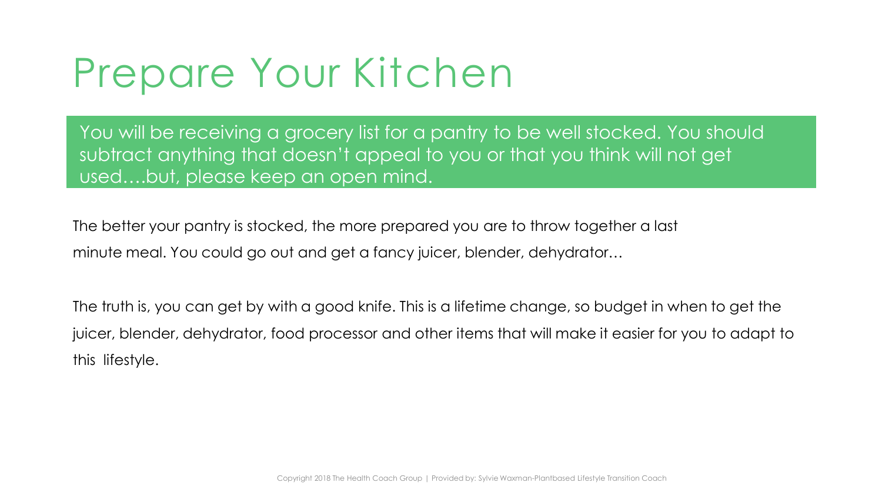# Prepare Your Kitchen

You will be receiving a grocery list for a pantry to be well stocked. You should subtract anything that doesn't appeal to you or that you think will not get used….but, please keep an open mind.

The better your pantry is stocked, the more prepared you are to throw together a last minute meal. You could go out and get a fancy juicer, blender, dehydrator…

The truth is, you can get by with a good knife. This is a lifetime change, so budget in when to get the juicer, blender, dehydrator, food processor and other items that will make it easier for you to adapt to this lifestyle.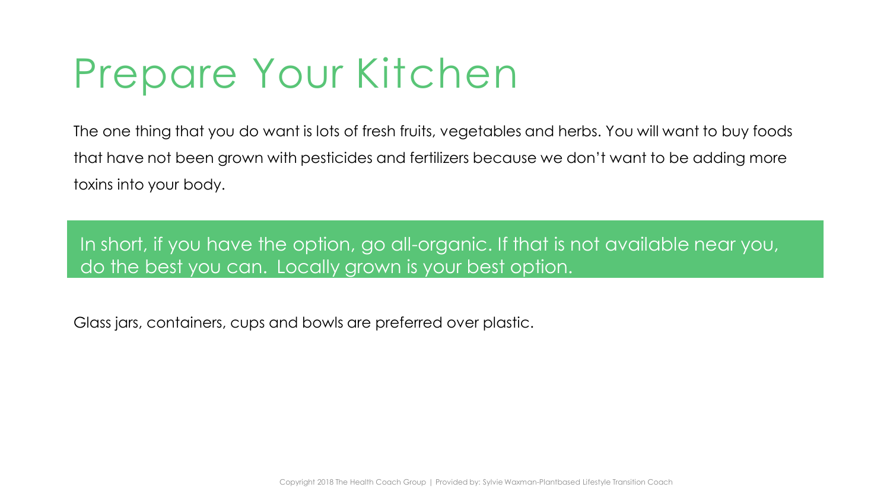# Prepare Your Kitchen

The one thing that you do want is lots of fresh fruits, vegetables and herbs. You will want to buy foods that have not been grown with pesticides and fertilizers because we don't want to be adding more toxins into your body.

In short, if you have the option, go all-organic. If that is not available near you, do the best you can. Locally grown is your best option.

Glass jars, containers, cups and bowls are preferred over plastic.

Copyright 2018 The Health Coach Group | Provided by: Sylvie Waxman-Plantbased Lifestyle Transition Coach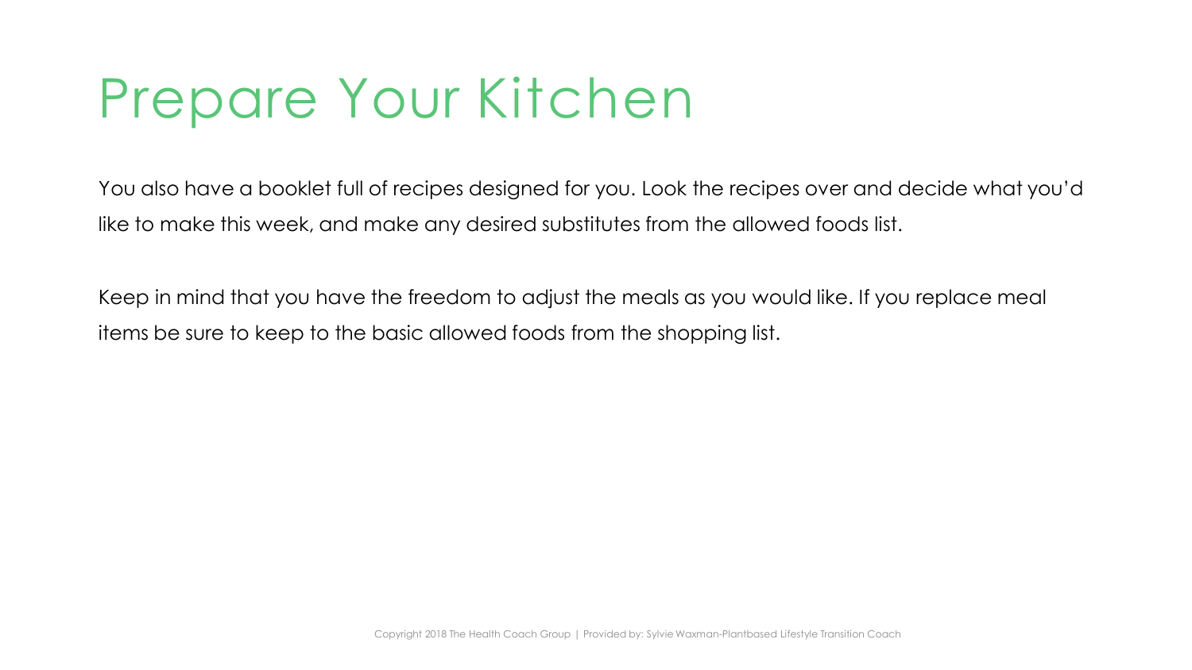# Prepare Your Kitchen

You also have a booklet full of recipes designed for you. Look the recipes over and decide what you'd like to make this week, and make any desired substitutes from the allowed foods list.

Keep in mind that you have the freedom to adjust the meals as you would like. If you replace meal items be sure to keep to the basic allowed foods from the shopping list.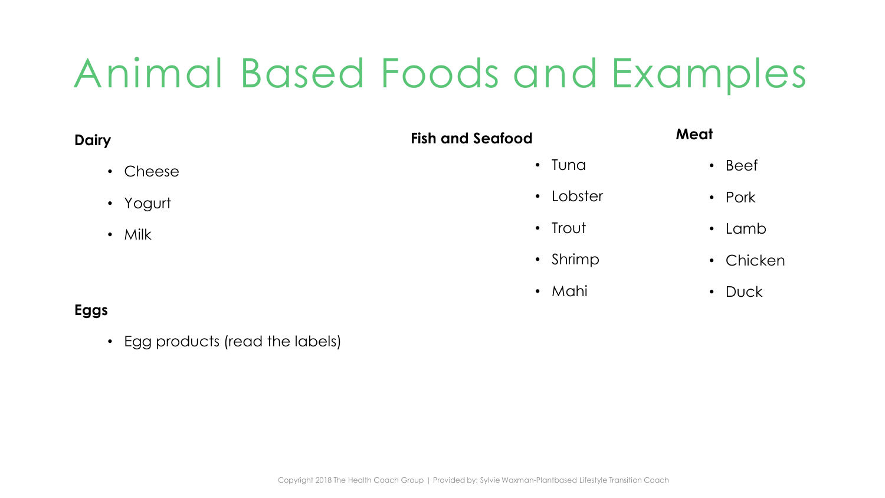# Animal Based Foods and Examples

**Dairy**

- Cheese
- Yogurt
- Milk

**Eggs**

- Egg products (read the labels)

**Fish and Seafood**

- Tuna
- Lobster
- Trout
- Shrimp
- Mahi

**Meat**

- Beef
- Pork
- Lamb
- Chicken
- Duck

Copyright 2018 The Health Coach Group | Provided by: Sylvie Waxman-Plantbased Lifestyle Transition Coach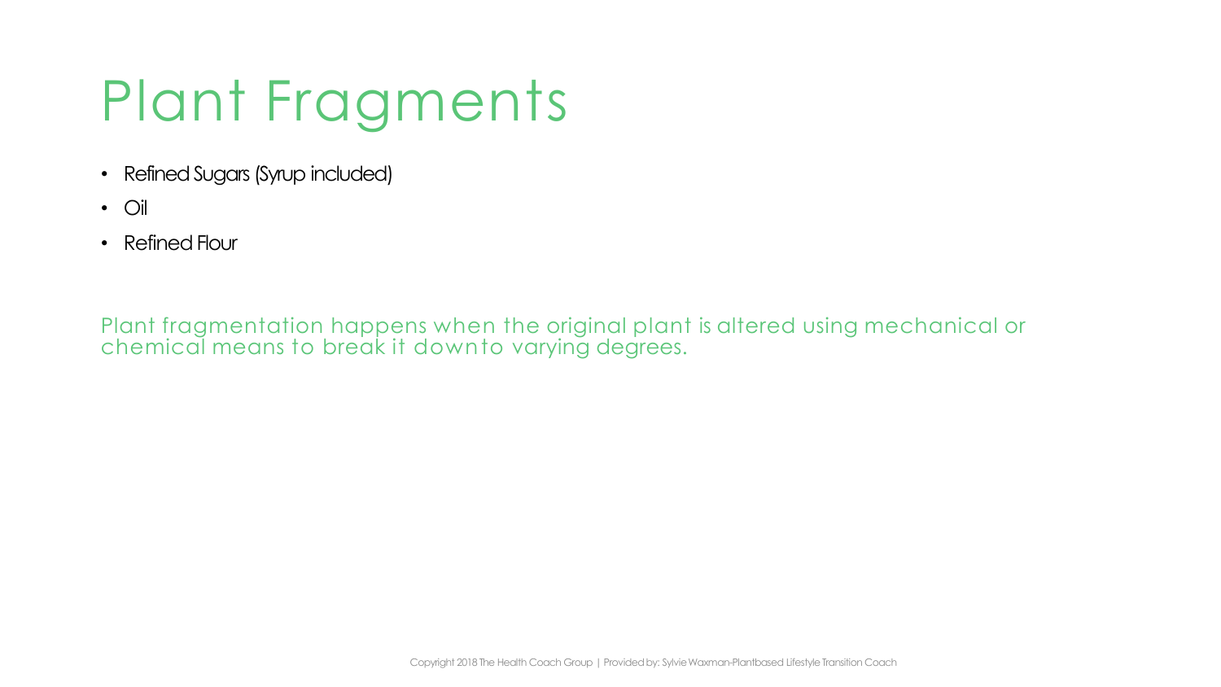# Plant Fragments

- Refined Sugars (Syrup included)
- Oil
- Refined Flour

Plant fragmentation happens when the original plant is altered using mechanical or chemical means to break it down to varying degrees.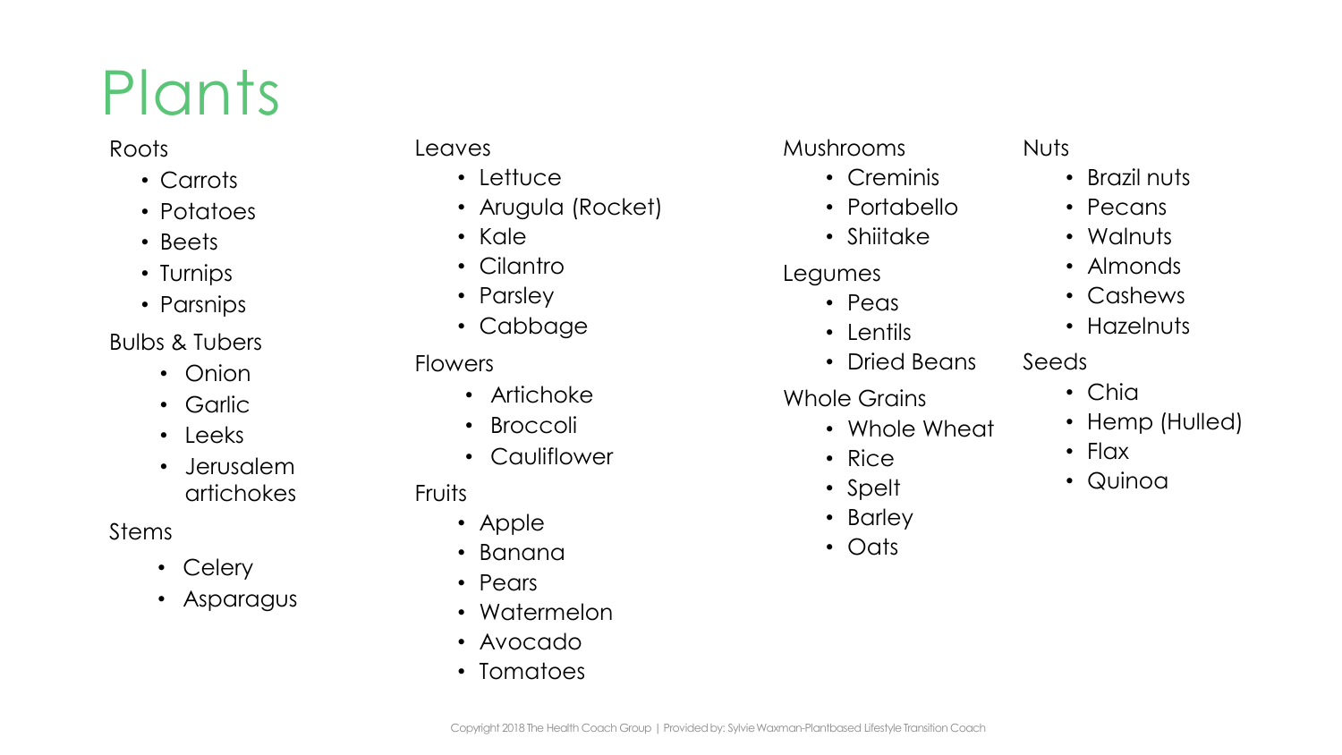# Plants

## Roots

- Carrots
- Potatoes
- Beets
- Turnips
- Parsnips

## Bulbs & Tubers

- Onion
- Garlic
- Leeks
- Jerusalem artichokes

## Stems

- Celery
- Asparagus

## Leaves

- Lettuce
- Arugula (Rocket)
- Kale
- Cilantro
- Parsley
- Cabbage

## Flowers

- Artichoke
- Broccoli
- Cauliflower

## Fruits

- Apple
- Banana
- Pears
- Watermelon
- Avocado
- Tomatoes

## Mushrooms

- Creminis
- Portabello
- Shiitake

## Legumes

- Peas
- Lentils
- Dried Beans

## Whole Grains

- Whole Wheat
- Rice
- Spelt
- Barley
- Oats

## Nuts

- Brazil nuts
- Pecans
- Walnuts
- Almonds
- Cashews
- Hazelnuts

## Seeds

- Chia
- Hemp (Hulled)
- Flax
- Quinoa

Copyright 2018 The Health Coach Group | Provided by: Sylvie Waxman-Plantbased Lifestyle Transition Coach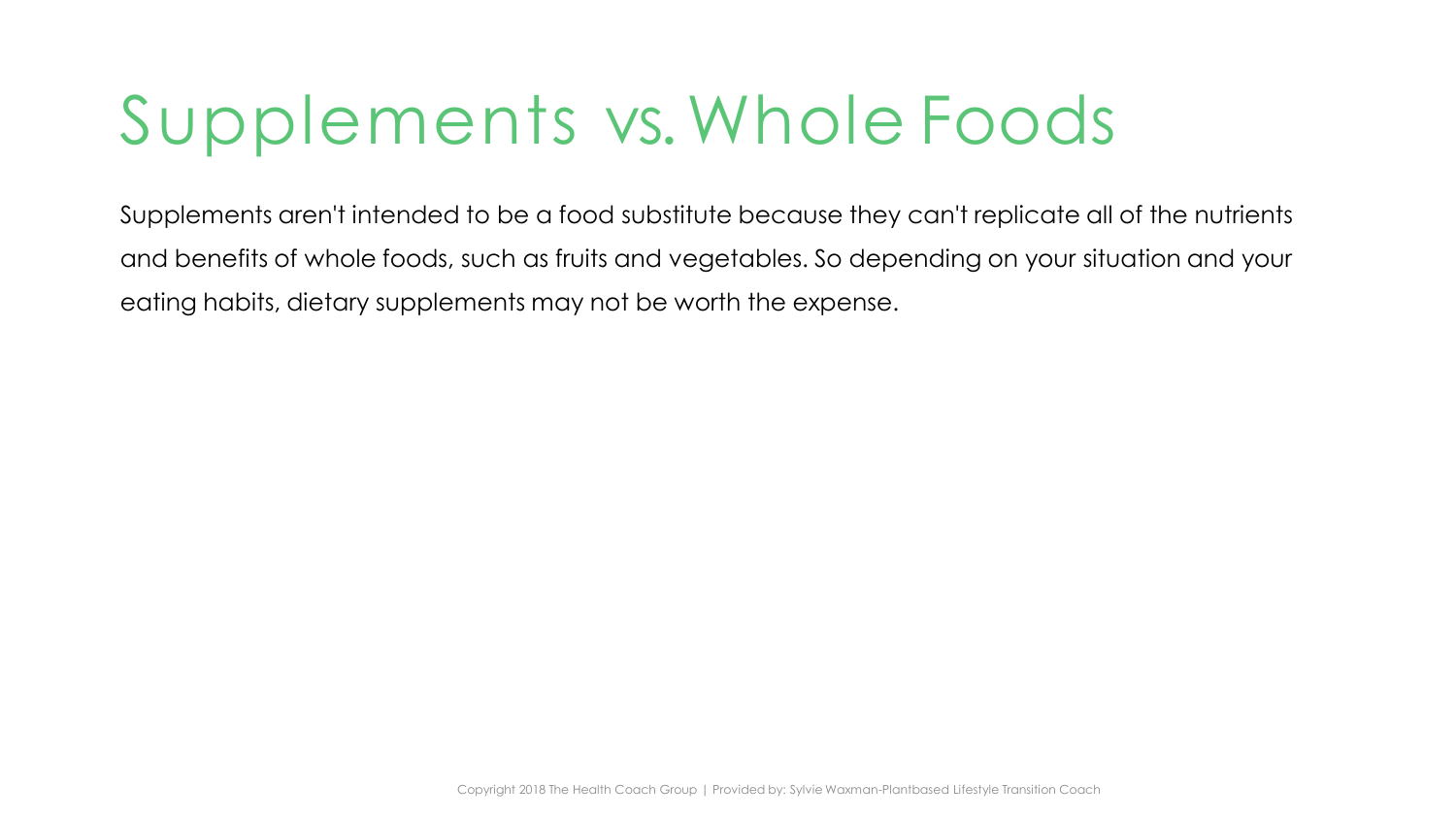# Supplements vs. Whole Foods

Supplements aren't intended to be a food substitute because they can't replicate all of the nutrients and benefits of whole foods, such as fruits and vegetables. So depending on your situation and your eating habits, dietary supplements may not be worth the expense.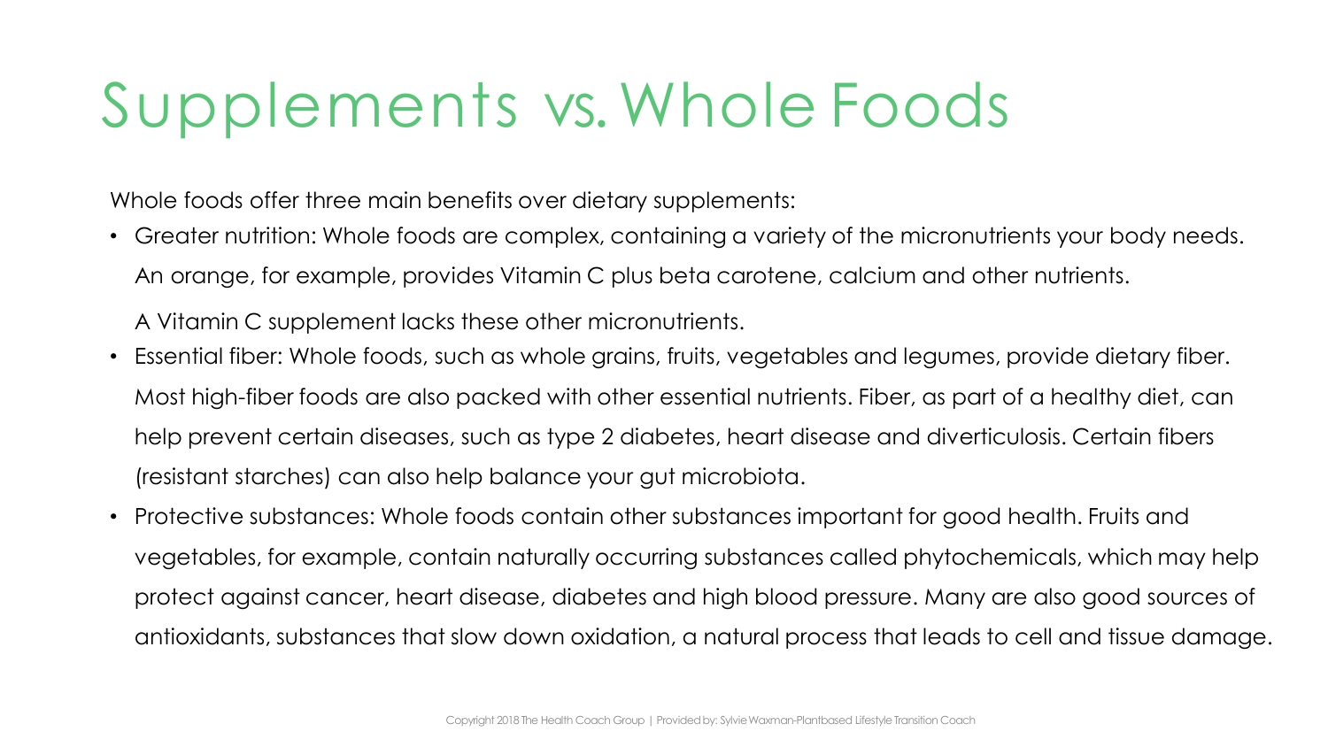# Supplements vs. Whole Foods

Whole foods offer three main benefits over dietary supplements:

- Greater nutrition: Whole foods are complex, containing a variety of the micronutrients your body needs. An orange, for example, provides Vitamin C plus beta carotene, calcium and other nutrients.

  A Vitamin C supplement lacks these other micronutrients.
- Essential fiber: Whole foods, such as whole grains, fruits, vegetables and legumes, provide dietary fiber. Most high-fiber foods are also packed with other essential nutrients. Fiber, as part of a healthy diet, can help prevent certain diseases, such as type 2 diabetes, heart disease and diverticulosis. Certain fibers (resistant starches) can also help balance your gut microbiota.
- Protective substances: Whole foods contain other substances important for good health. Fruits and vegetables, for example, contain naturally occurring substances called phytochemicals, which may help protect against cancer, heart disease, diabetes and high blood pressure. Many are also good sources of antioxidants, substances that slow down oxidation, a natural process that leads to cell and tissue damage.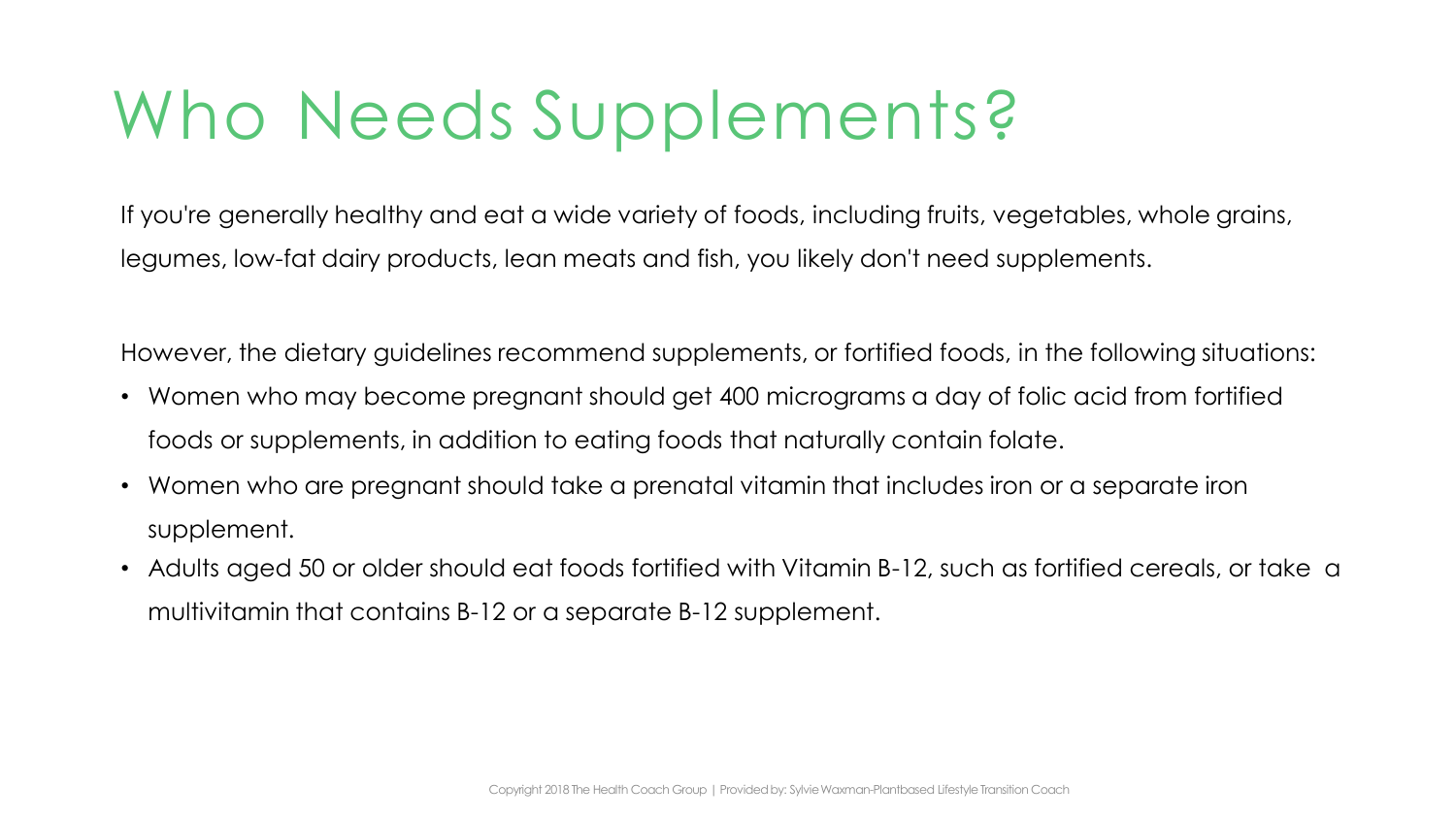# Who Needs Supplements?

If you're generally healthy and eat a wide variety of foods, including fruits, vegetables, whole grains, legumes, low-fat dairy products, lean meats and fish, you likely don't need supplements.

However, the dietary guidelines recommend supplements, or fortified foods, in the following situations:

- Women who may become pregnant should get 400 micrograms a day of folic acid from fortified foods or supplements, in addition to eating foods that naturally contain folate.
- Women who are pregnant should take a prenatal vitamin that includes iron or a separate iron supplement.
- Adults aged 50 or older should eat foods fortified with Vitamin B-12, such as fortified cereals, or take a multivitamin that contains B-12 or a separate B-12 supplement.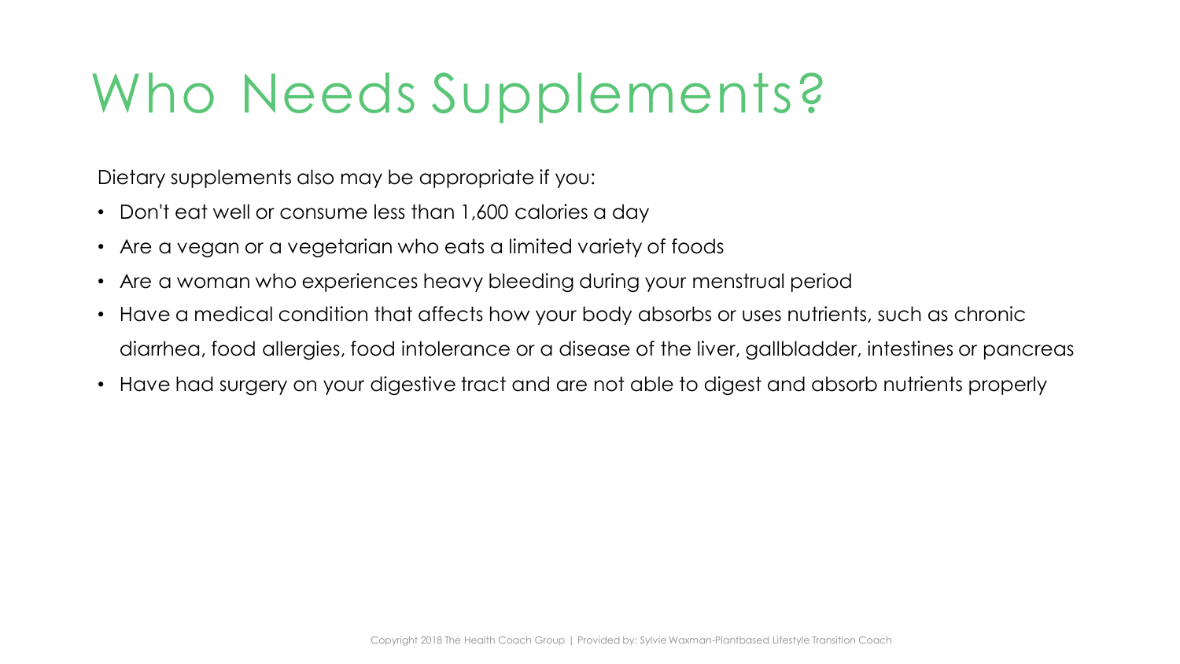# Who Needs Supplements?

Dietary supplements also may be appropriate if you:

- Don't eat well or consume less than 1,600 calories a day
- Are a vegan or a vegetarian who eats a limited variety of foods
- Are a woman who experiences heavy bleeding during your menstrual period
- Have a medical condition that affects how your body absorbs or uses nutrients, such as chronic diarrhea, food allergies, food intolerance or a disease of the liver, gallbladder, intestines or pancreas
- Have had surgery on your digestive tract and are not able to digest and absorb nutrients properly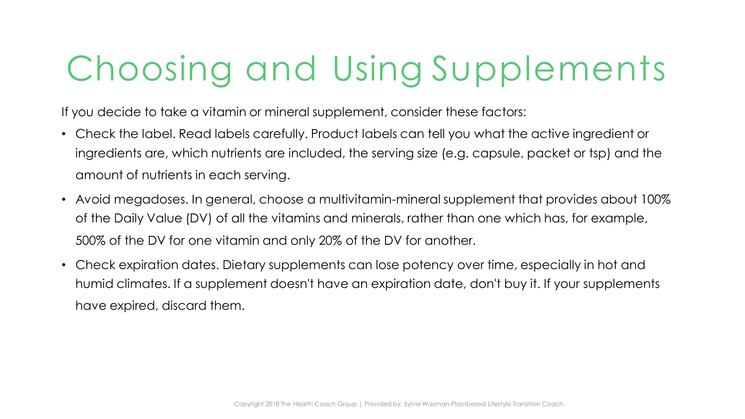# Choosing and Using Supplements

If you decide to take a vitamin or mineral supplement, consider these factors:

- Check the label. Read labels carefully. Product labels can tell you what the active ingredient or ingredients are, which nutrients are included, the serving size (e.g. capsule, packet or tsp) and the amount of nutrients in each serving.
- Avoid megadoses. In general, choose a multivitamin-mineral supplement that provides about 100% of the Daily Value (DV) of all the vitamins and minerals, rather than one which has, for example, 500% of the DV for one vitamin and only 20% of the DV for another.
- Check expiration dates. Dietary supplements can lose potency over time, especially in hot and humid climates. If a supplement doesn't have an expiration date, don't buy it. If your supplements have expired, discard them.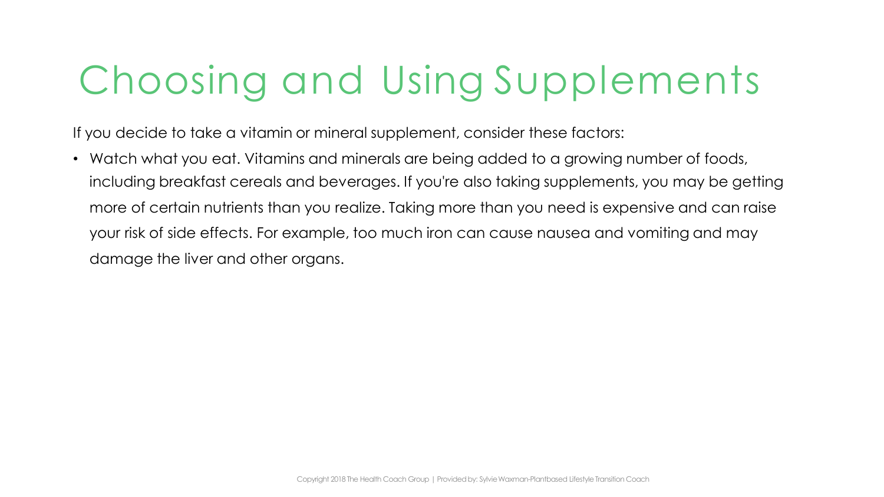# Choosing and Using Supplements

If you decide to take a vitamin or mineral supplement, consider these factors:

- Watch what you eat. Vitamins and minerals are being added to a growing number of foods, including breakfast cereals and beverages. If you're also taking supplements, you may be getting more of certain nutrients than you realize. Taking more than you need is expensive and can raise your risk of side effects. For example, too much iron can cause nausea and vomiting and may damage the liver and other organs.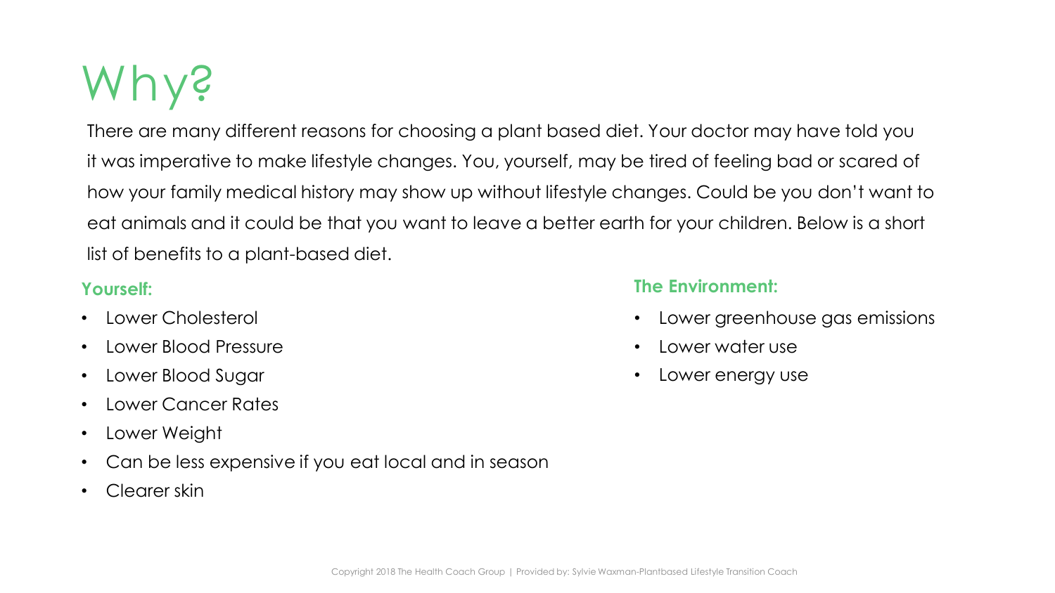# Why?

There are many different reasons for choosing a plant based diet. Your doctor may have told you it was imperative to make lifestyle changes. You, yourself, may be tired of feeling bad or scared of how your family medical history may show up without lifestyle changes. Could be you don't want to eat animals and it could be that you want to leave a better earth for your children. Below is a short list of benefits to a plant-based diet.

**Yourself:**

- Lower Cholesterol
- Lower Blood Pressure
- Lower Blood Sugar
- Lower Cancer Rates
- Lower Weight
- Can be less expensive if you eat local and in season
- Clearer skin

**The Environment:**

- Lower greenhouse gas emissions
- Lower water use
- Lower energy use

Copyright 2018 The Health Coach Group | Provided by: Sylvie Waxman-Plantbased Lifestyle Transition Coach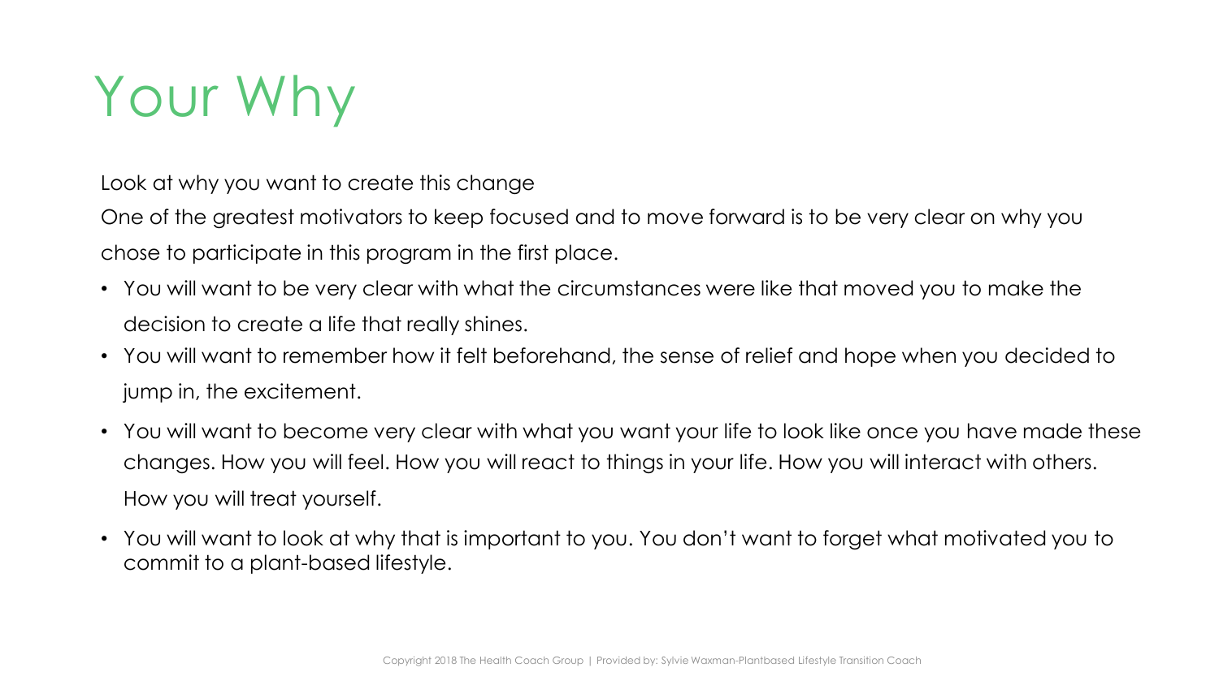# Your Why

Look at why you want to create this change

One of the greatest motivators to keep focused and to move forward is to be very clear on why you chose to participate in this program in the first place.

- You will want to be very clear with what the circumstances were like that moved you to make the decision to create a life that really shines.
- You will want to remember how it felt beforehand, the sense of relief and hope when you decided to jump in, the excitement.
- You will want to become very clear with what you want your life to look like once you have made these changes. How you will feel. How you will react to things in your life. How you will interact with others. How you will treat yourself.
- You will want to look at why that is important to you. You don't want to forget what motivated you to commit to a plant-based lifestyle.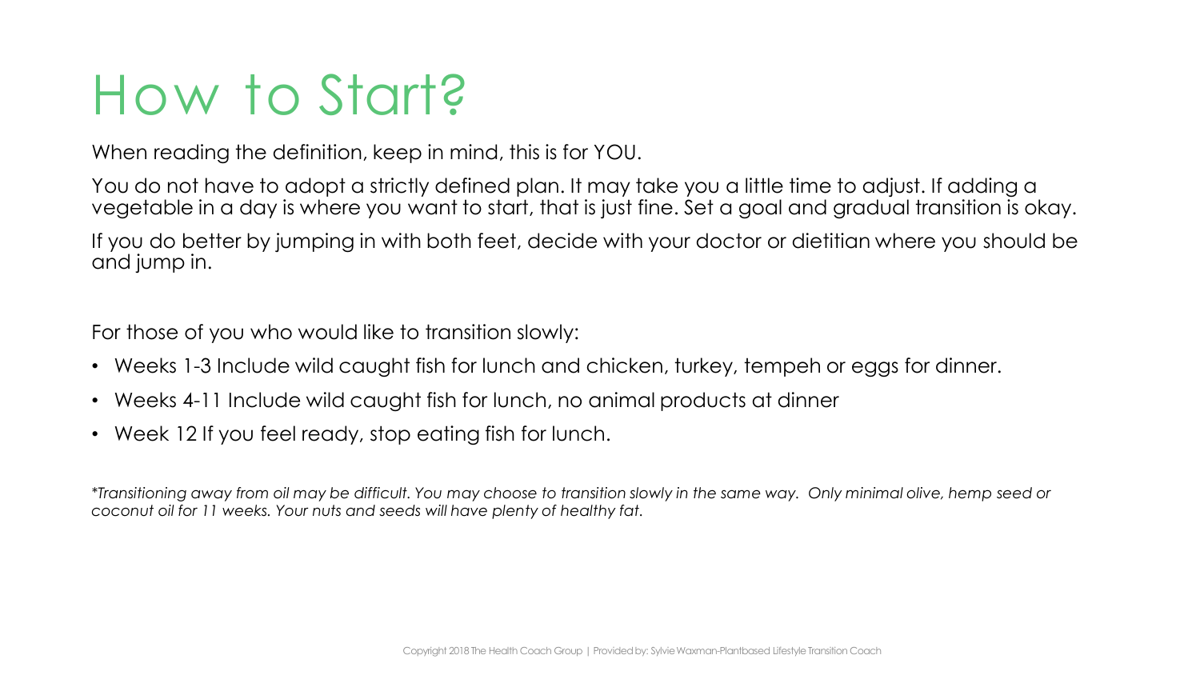# How to Start?

When reading the definition, keep in mind, this is for YOU.

You do not have to adopt a strictly defined plan. It may take you a little time to adjust. If adding a vegetable in a day is where you want to start, that is just fine. Set a goal and gradual transition is okay.

If you do better by jumping in with both feet, decide with your doctor or dietitian where you should be and jump in.

For those of you who would like to transition slowly:

- Weeks 1-3 Include wild caught fish for lunch and chicken, turkey, tempeh or eggs for dinner.
- Weeks 4-11 Include wild caught fish for lunch, no animal products at dinner
- Week 12 If you feel ready, stop eating fish for lunch.

*\*Transitioning away from oil may be difficult. You may choose to transition slowly in the same way. Only minimal olive, hemp seed or coconut oil for 11 weeks. Your nuts and seeds will have plenty of healthy fat.*

Copyright 2018 The Health Coach Group | Provided by: Sylvie Waxman-Plantbased Lifestyle Transition Coach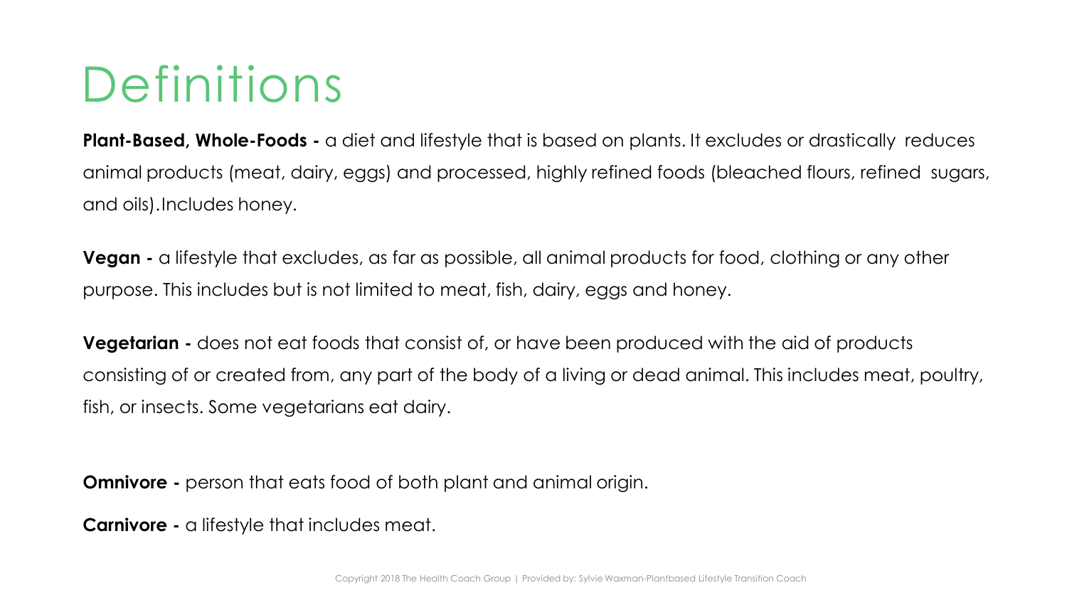# Definitions

**Plant-Based, Whole-Foods -** a diet and lifestyle that is based on plants. It excludes or drastically reduces animal products (meat, dairy, eggs) and processed, highly refined foods (bleached flours, refined sugars, and oils).Includes honey.

**Vegan -** a lifestyle that excludes, as far as possible, all animal products for food, clothing or any other purpose. This includes but is not limited to meat, fish, dairy, eggs and honey.

**Vegetarian -** does not eat foods that consist of, or have been produced with the aid of products consisting of or created from, any part of the body of a living or dead animal. This includes meat, poultry, fish, or insects. Some vegetarians eat dairy.

**Omnivore -** person that eats food of both plant and animal origin.

**Carnivore -** a lifestyle that includes meat.

Copyright 2018 The Health Coach Group | Provided by: Sylvie Waxman-Plantbased Lifestyle Transition Coach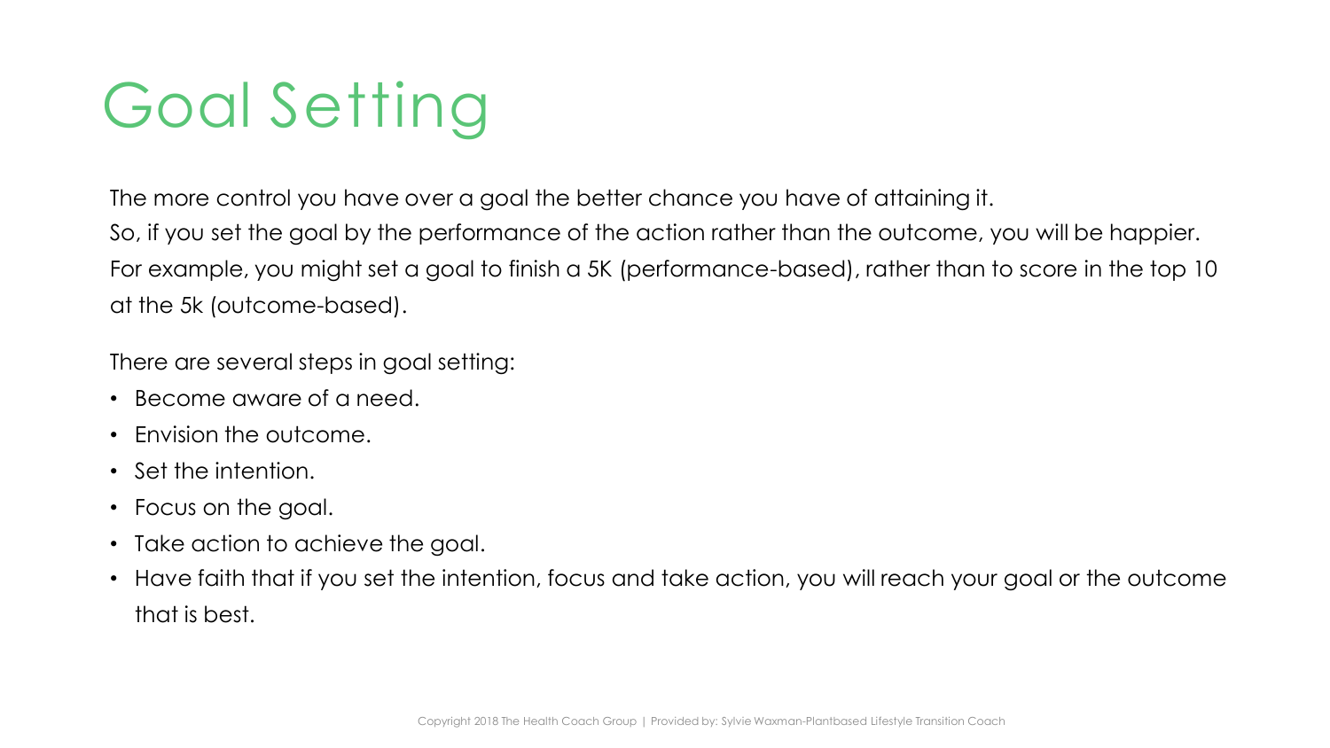# Goal Setting

The more control you have over a goal the better chance you have of attaining it.
So, if you set the goal by the performance of the action rather than the outcome, you will be happier.
For example, you might set a goal to finish a 5K (performance-based), rather than to score in the top 10 at the 5k (outcome-based).

There are several steps in goal setting:

- Become aware of a need.
- Envision the outcome.
- Set the intention.
- Focus on the goal.
- Take action to achieve the goal.
- Have faith that if you set the intention, focus and take action, you will reach your goal or the outcome that is best.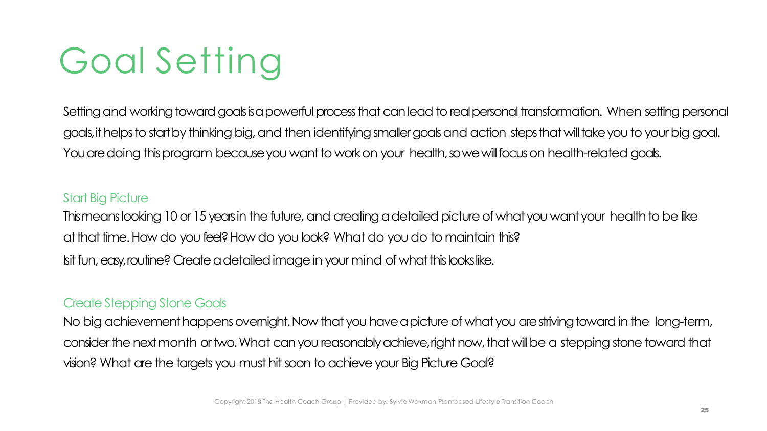# Goal Setting

Setting and working toward goals is a powerful process that can lead to real personal transformation. When setting personal goals, it helps to start by thinking big, and then identifying smaller goals and action steps that will take you to your big goal. You are doing this program because you want to work on your health, so we will focus on health-related goals.

## Start Big Picture

This means looking 10 or 15 years in the future, and creating a detailed picture of what you want your health to be like at that time. How do you feel? How do you look? What do you do to maintain this?
Is it fun, easy, routine? Create a detailed image in your mind of what this looks like.

## Create Stepping Stone Goals

No big achievement happens overnight. Now that you have a picture of what you are striving toward in the long-term, consider the next month or two. What can you reasonably achieve, right now, that will be a stepping stone toward that vision? What are the targets you must hit soon to achieve your Big Picture Goal?

Copyright 2018 The Health Coach Group | Provided by: Sylvie Waxman-Plantbased Lifestyle Transition Coach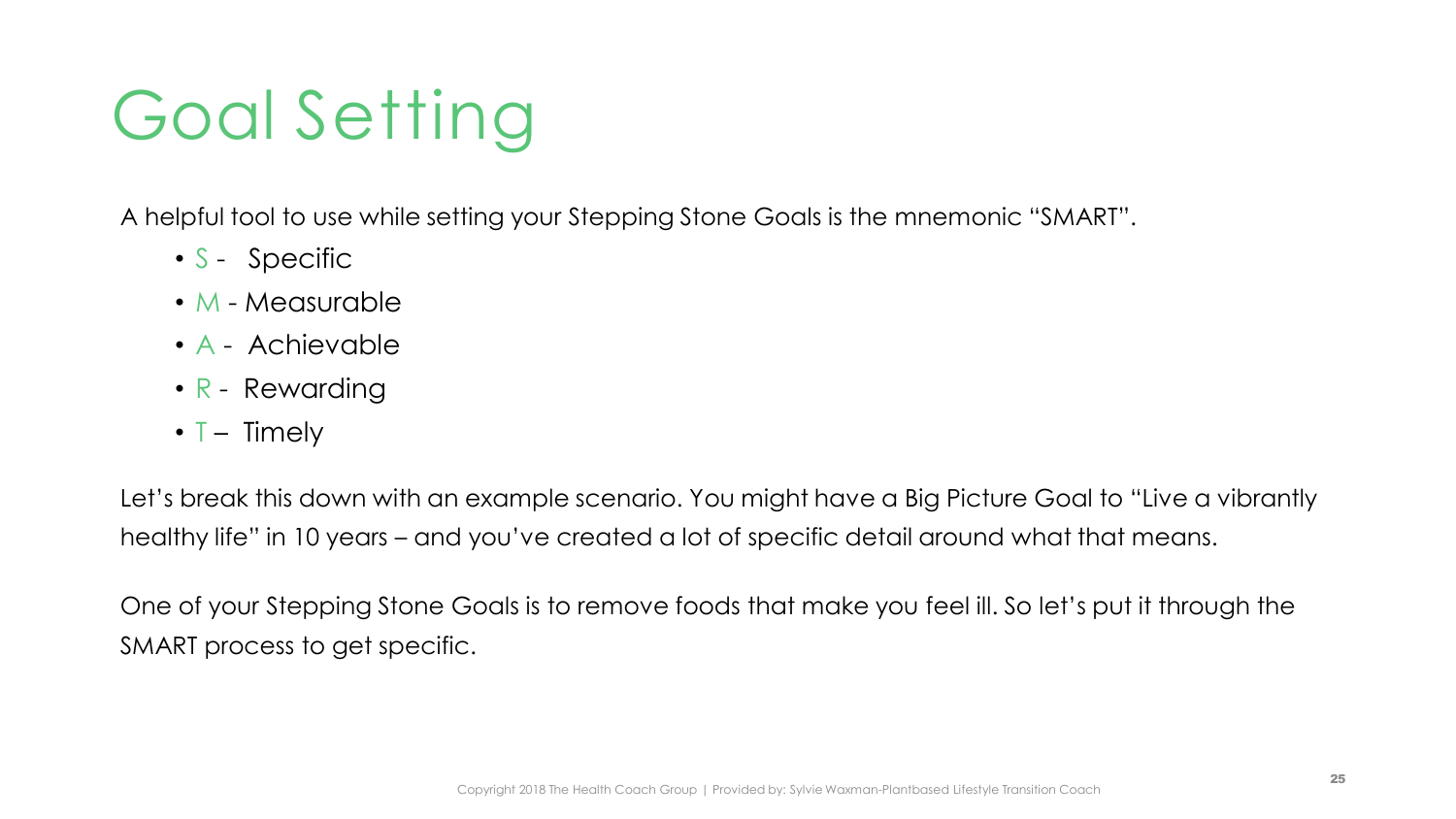# Goal Setting

A helpful tool to use while setting your Stepping Stone Goals is the mnemonic "SMART".

- S - Specific
- M - Measurable
- A - Achievable
- R - Rewarding
- T – Timely

Let's break this down with an example scenario. You might have a Big Picture Goal to "Live a vibrantly healthy life" in 10 years – and you've created a lot of specific detail around what that means.

One of your Stepping Stone Goals is to remove foods that make you feel ill. So let's put it through the SMART process to get specific.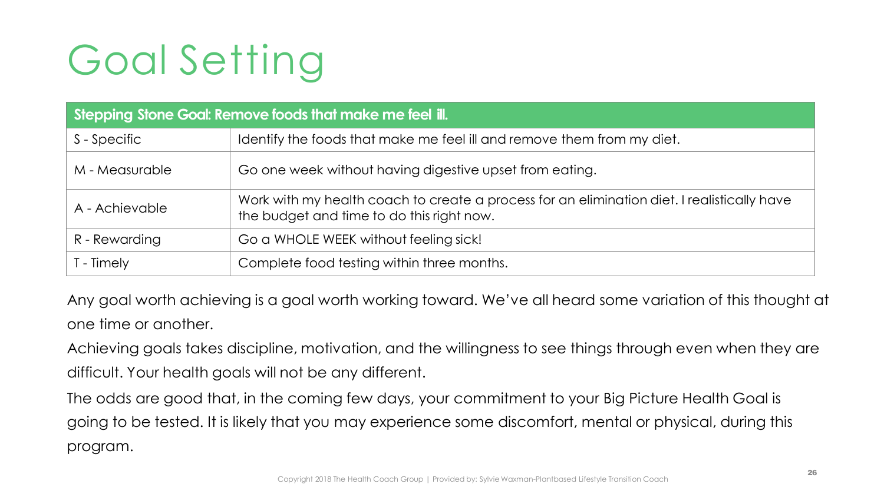# Goal Setting

| Stepping Stone Goal: Remove foods that make me feel ill. | |
|---|---|
| S - Specific | Identify the foods that make me feel ill and remove them from my diet. |
| M - Measurable | Go one week without having digestive upset from eating. |
| A - Achievable | Work with my health coach to create a process for an elimination diet. I realistically have the budget and time to do this right now. |
| R - Rewarding | Go a WHOLE WEEK without feeling sick! |
| T - Timely | Complete food testing within three months. |

Any goal worth achieving is a goal worth working toward. We've all heard some variation of this thought at one time or another.

Achieving goals takes discipline, motivation, and the willingness to see things through even when they are difficult. Your health goals will not be any different.

The odds are good that, in the coming few days, your commitment to your Big Picture Health Goal is going to be tested. It is likely that you may experience some discomfort, mental or physical, during this program.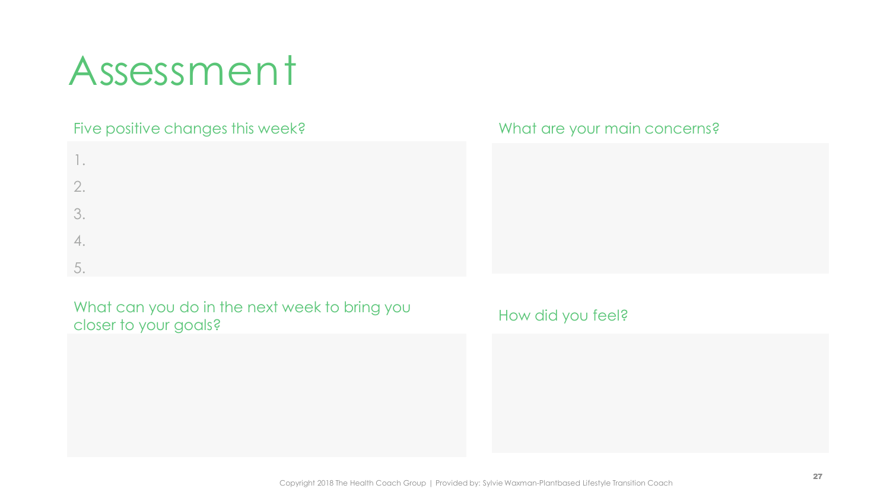# Assessment

## Five positive changes this week?

1.
2.
3.
4.
5.

## What are your main concerns?

## What can you do in the next week to bring you closer to your goals?

## How did you feel?

Copyright 2018 The Health Coach Group | Provided by: Sylvie Waxman-Plantbased Lifestyle Transition Coach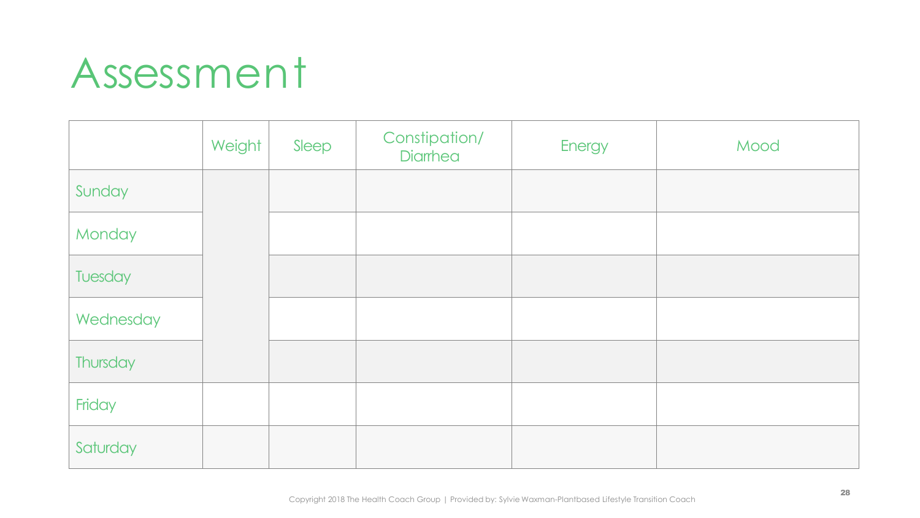# Assessment

| | Weight | Sleep | Constipation/ Diarrhea | Energy | Mood |
|---|---|---|---|---|---|
| Sunday | | | | | |
| Monday | | | | | |
| Tuesday | | | | | |
| Wednesday | | | | | |
| Thursday | | | | | |
| Friday | | | | | |
| Saturday | | | | | |

Copyright 2018 The Health Coach Group | Provided by: Sylvie Waxman-Plantbased Lifestyle Transition Coach